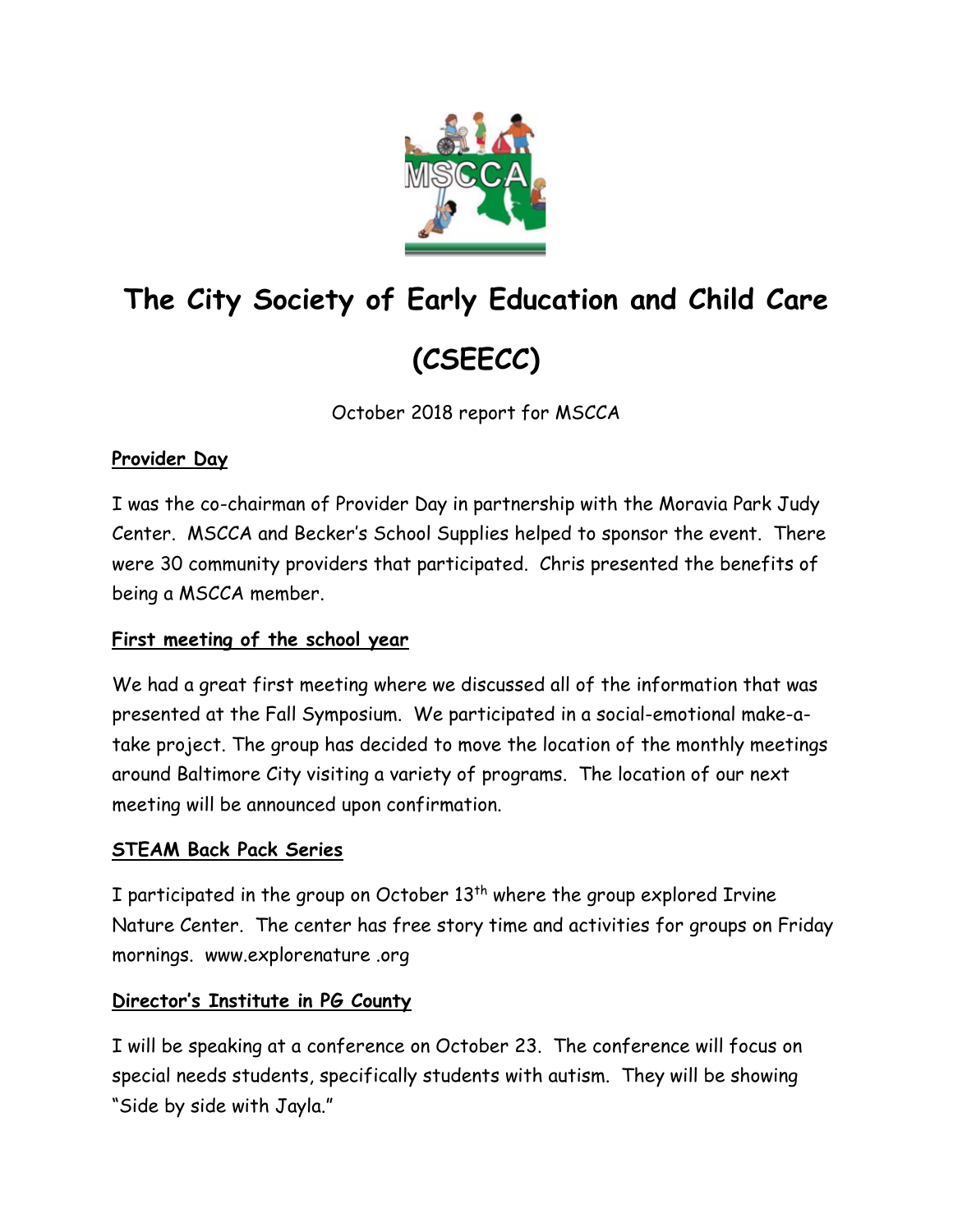# The City Society of Early Education and Child Care (CSEECC)

October 2018 report for MSCCA

**Provider Day**

I was the co-chairman of Provider Day in partnership with the Moravia Park Judy Center. MSCCA and Becker's School Supplies helped to sponsor the event. There were 30 community providers that participated. Chris presented the benefits of being a MSCCA member.

**First meeting of the school year**

We had a great first meeting where we discussed all of the information that was presented at the Fall Symposium. We participated in a social-emotional make-a-take project. The group has decided to move the location of the monthly meetings around Baltimore City visiting a variety of programs. The location of our next meeting will be announced upon confirmation.

**STEAM Back Pack Series**

I participated in the group on October 13th where the group explored Irvine Nature Center. The center has free story time and activities for groups on Friday mornings. www.explorenature .org

**Director's Institute in PG County**

I will be speaking at a conference on October 23. The conference will focus on special needs students, specifically students with autism. They will be showing "Side by side with Jayla."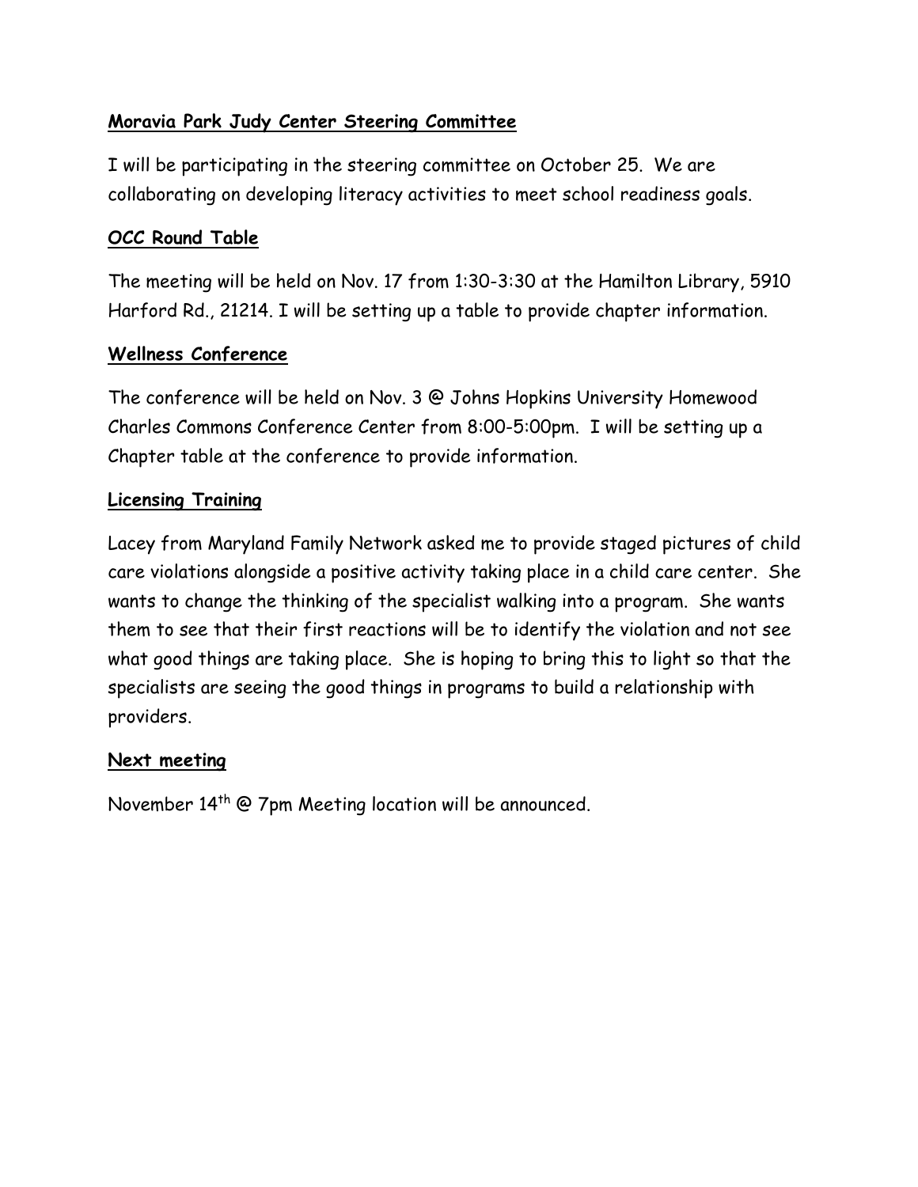**Moravia Park Judy Center Steering Committee**

I will be participating in the steering committee on October 25. We are collaborating on developing literacy activities to meet school readiness goals.

**OCC Round Table**

The meeting will be held on Nov. 17 from 1:30-3:30 at the Hamilton Library, 5910 Harford Rd., 21214. I will be setting up a table to provide chapter information.

**Wellness Conference**

The conference will be held on Nov. 3 @ Johns Hopkins University Homewood Charles Commons Conference Center from 8:00-5:00pm. I will be setting up a Chapter table at the conference to provide information.

**Licensing Training**

Lacey from Maryland Family Network asked me to provide staged pictures of child care violations alongside a positive activity taking place in a child care center. She wants to change the thinking of the specialist walking into a program. She wants them to see that their first reactions will be to identify the violation and not see what good things are taking place. She is hoping to bring this to light so that the specialists are seeing the good things in programs to build a relationship with providers.

**Next meeting**

November 14th @ 7pm Meeting location will be announced.